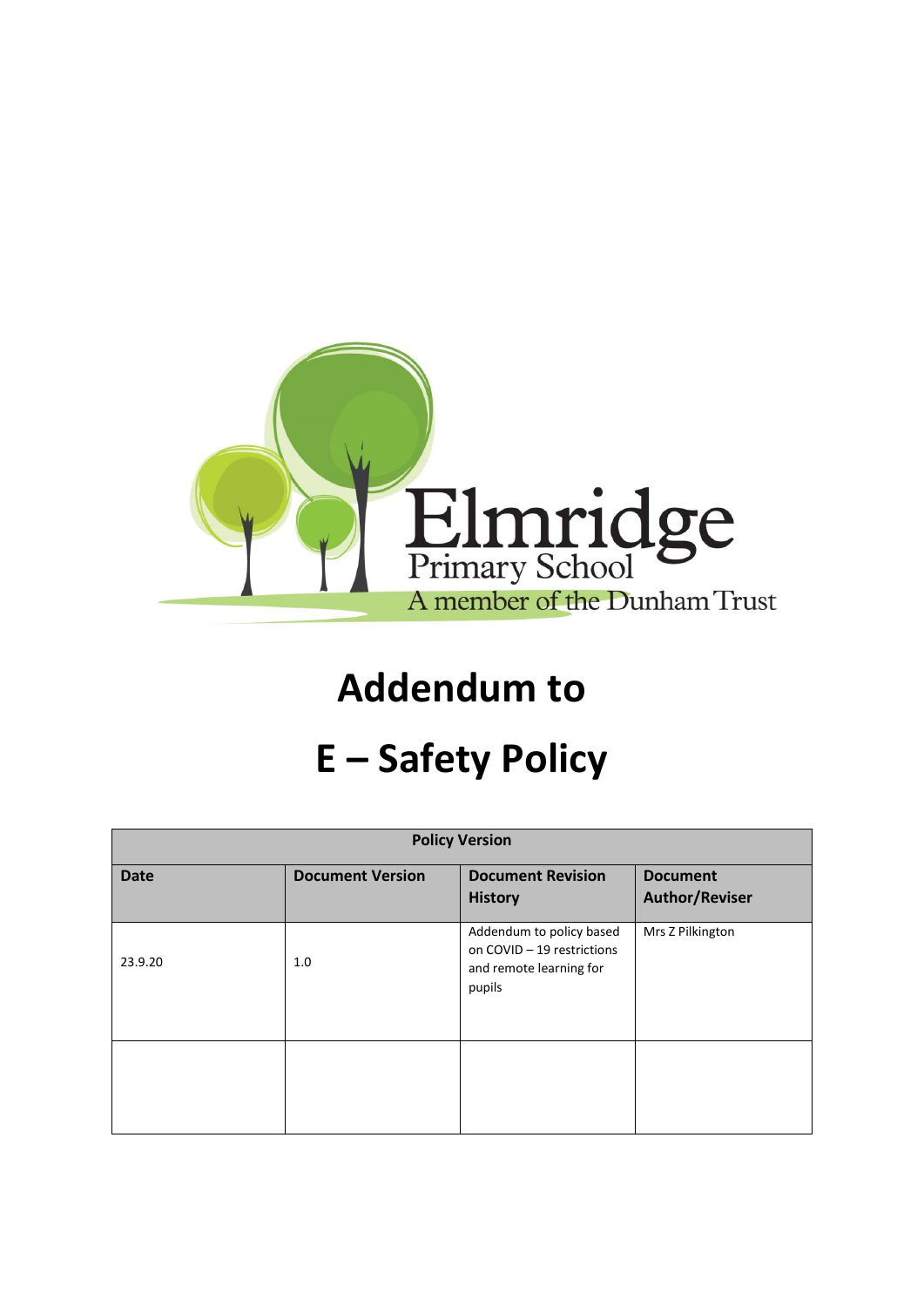Elmridge
Primary School
A member of the Dunham Trust

# Addendum to

# E – Safety Policy

| Policy Version | | | |
|---|---|---|---|
| **Date** | **Document Version** | **Document Revision History** | **Document Author/Reviser** |
| 23.9.20 | 1.0 | Addendum to policy based on COVID – 19 restrictions and remote learning for pupils | Mrs Z Pilkington |
| | | | |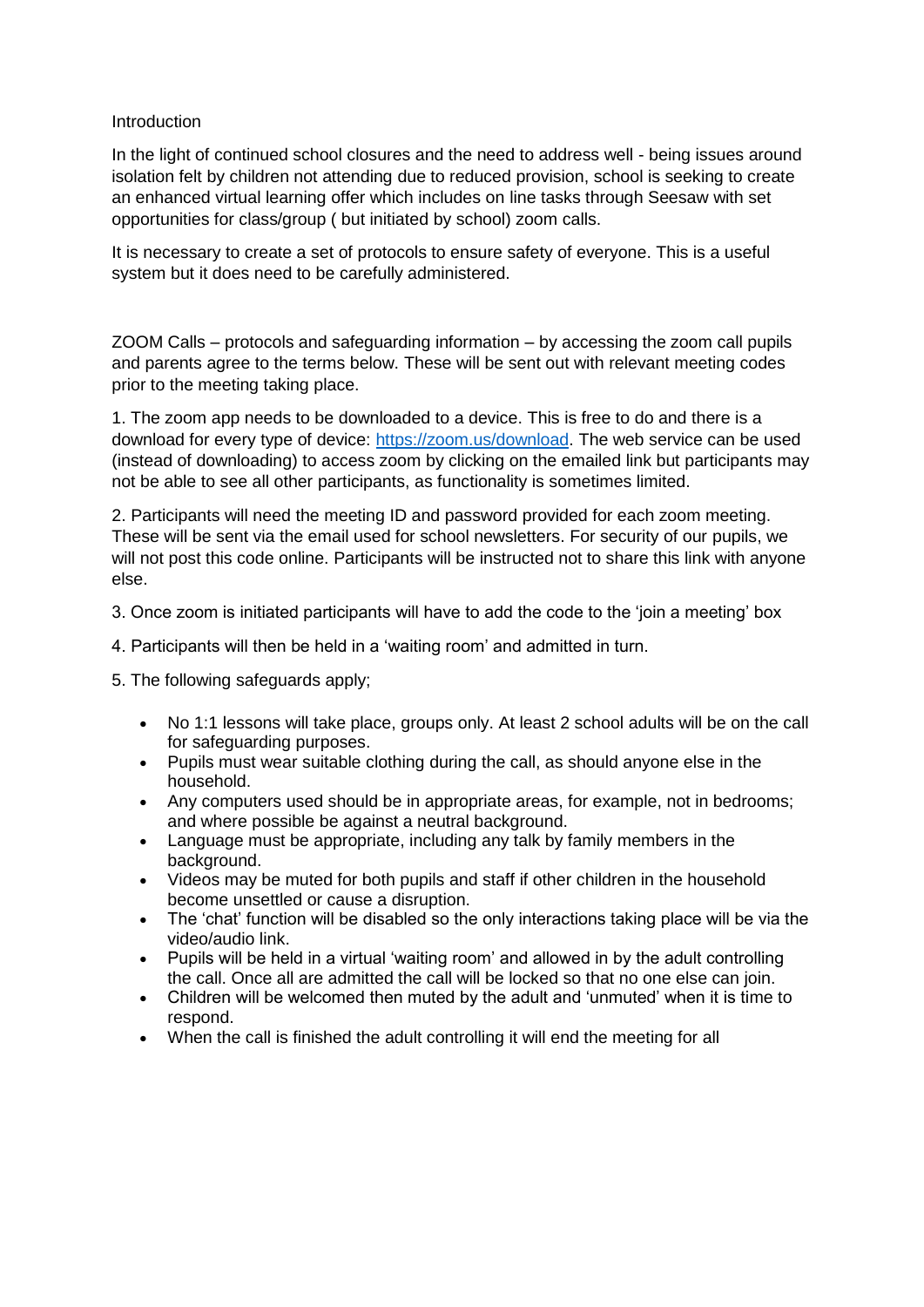Introduction

In the light of continued school closures and the need to address well - being issues around isolation felt by children not attending due to reduced provision, school is seeking to create an enhanced virtual learning offer which includes on line tasks through Seesaw with set opportunities for class/group ( but initiated by school) zoom calls.

It is necessary to create a set of protocols to ensure safety of everyone. This is a useful system but it does need to be carefully administered.

ZOOM Calls – protocols and safeguarding information – by accessing the zoom call pupils and parents agree to the terms below. These will be sent out with relevant meeting codes prior to the meeting taking place.

1. The zoom app needs to be downloaded to a device. This is free to do and there is a download for every type of device: [https://zoom.us/download](https://zoom.us/download). The web service can be used (instead of downloading) to access zoom by clicking on the emailed link but participants may not be able to see all other participants, as functionality is sometimes limited.

2. Participants will need the meeting ID and password provided for each zoom meeting. These will be sent via the email used for school newsletters. For security of our pupils, we will not post this code online. Participants will be instructed not to share this link with anyone else.

3. Once zoom is initiated participants will have to add the code to the 'join a meeting' box

4. Participants will then be held in a 'waiting room' and admitted in turn.

5. The following safeguards apply;

- No 1:1 lessons will take place, groups only. At least 2 school adults will be on the call for safeguarding purposes.
- Pupils must wear suitable clothing during the call, as should anyone else in the household.
- Any computers used should be in appropriate areas, for example, not in bedrooms; and where possible be against a neutral background.
- Language must be appropriate, including any talk by family members in the background.
- Videos may be muted for both pupils and staff if other children in the household become unsettled or cause a disruption.
- The 'chat' function will be disabled so the only interactions taking place will be via the video/audio link.
- Pupils will be held in a virtual 'waiting room' and allowed in by the adult controlling the call. Once all are admitted the call will be locked so that no one else can join.
- Children will be welcomed then muted by the adult and 'unmuted' when it is time to respond.
- When the call is finished the adult controlling it will end the meeting for all